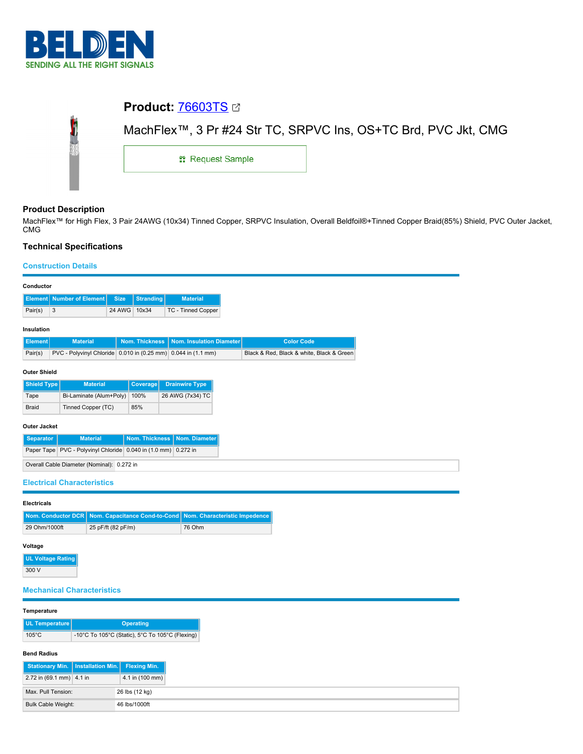# BELDEN

SENDING ALL THE RIGHT SIGNALS

## Product: 76603TS

MachFlex™, 3 Pr #24 Str TC, SRPVC Ins, OS+TC Brd, PVC Jkt, CMG

Request Sample

## Product Description

MachFlex™ for High Flex, 3 Pair 24AWG (10x34) Tinned Copper, SRPVC Insulation, Overall Beldfoil®+Tinned Copper Braid(85%) Shield, PVC Outer Jacket, CMG

## Technical Specifications

### Construction Details

**Conductor**

| Element | Number of Element | Size | Stranding | Material |
|---|---|---|---|---|
| Pair(s) | 3 | 24 AWG | 10x34 | TC - Tinned Copper |

**Insulation**

| Element | Material | Nom. Thickness | Nom. Insulation Diameter | Color Code |
|---|---|---|---|---|
| Pair(s) | PVC - Polyvinyl Chloride | 0.010 in (0.25 mm) | 0.044 in (1.1 mm) | Black & Red, Black & white, Black & Green |

**Outer Shield**

| Shield Type | Material | Coverage | Drainwire Type |
|---|---|---|---|
| Tape | Bi-Laminate (Alum+Poly) | 100% | 26 AWG (7x34) TC |
| Braid | Tinned Copper (TC) | 85% | |

**Outer Jacket**

| Separator | Material | Nom. Thickness | Nom. Diameter |
|---|---|---|---|
| Paper Tape | PVC - Polyvinyl Chloride | 0.040 in (1.0 mm) | 0.272 in |

| | |
|---|---|
| Overall Cable Diameter (Nominal): | 0.272 in |

### Electrical Characteristics

**Electricals**

| Nom. Conductor DCR | Nom. Capacitance Cond-to-Cond | Nom. Characteristic Impedence |
|---|---|---|
| 29 Ohm/1000ft | 25 pF/ft (82 pF/m) | 76 Ohm |

**Voltage**

| UL Voltage Rating |
|---|
| 300 V |

### Mechanical Characteristics

**Temperature**

| UL Temperature | Operating |
|---|---|
| 105°C | -10°C To 105°C (Static), 5°C To 105°C (Flexing) |

**Bend Radius**

| Stationary Min. | Installation Min. | Flexing Min. |
|---|---|---|
| 2.72 in (69.1 mm) | 4.1 in | 4.1 in (100 mm) |

| | |
|---|---|
| Max. Pull Tension: | 26 lbs (12 kg) |
| Bulk Cable Weight: | 46 lbs/1000ft |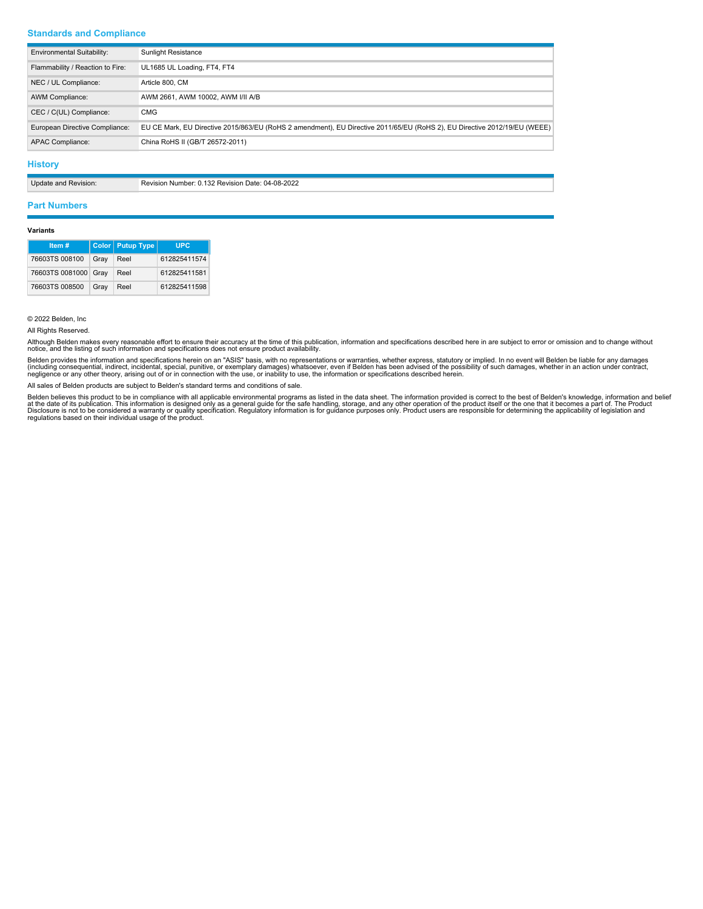## Standards and Compliance

| | |
|---|---|
| Environmental Suitability: | Sunlight Resistance |
| Flammability / Reaction to Fire: | UL1685 UL Loading, FT4, FT4 |
| NEC / UL Compliance: | Article 800, CM |
| AWM Compliance: | AWM 2661, AWM 10002, AWM I/II A/B |
| CEC / C(UL) Compliance: | CMG |
| European Directive Compliance: | EU CE Mark, EU Directive 2015/863/EU (RoHS 2 amendment), EU Directive 2011/65/EU (RoHS 2), EU Directive 2012/19/EU (WEEE) |
| APAC Compliance: | China RoHS II (GB/T 26572-2011) |

## History

| | |
|---|---|
| Update and Revision: | Revision Number: 0.132 Revision Date: 04-08-2022 |

## Part Numbers

**Variants**

| Item # | Color | Putup Type | UPC |
|---|---|---|---|
| 76603TS 008100 | Gray | Reel | 612825411574 |
| 76603TS 0081000 | Gray | Reel | 612825411581 |
| 76603TS 008500 | Gray | Reel | 612825411598 |

© 2022 Belden, Inc

All Rights Reserved.

Although Belden makes every reasonable effort to ensure their accuracy at the time of this publication, information and specifications described here in are subject to error or omission and to change without notice, and the listing of such information and specifications does not ensure product availability.

Belden provides the information and specifications herein on an "ASIS" basis, with no representations or warranties, whether express, statutory or implied. In no event will Belden be liable for any damages (including consequential, indirect, incidental, special, punitive, or exemplary damages) whatsoever, even if Belden has been advised of the possibility of such damages, whether in an action under contract, negligence or any other theory, arising out of or in connection with the use, or inability to use, the information or specifications described herein.

All sales of Belden products are subject to Belden's standard terms and conditions of sale.

Belden believes this product to be in compliance with all applicable environmental programs as listed in the data sheet. The information provided is correct to the best of Belden's knowledge, information and belief at the date of its publication. This information is designed only as a general guide for the safe handling, storage, and any other operation of the product itself or the one that it becomes a part of. The Product Disclosure is not to be considered a warranty or quality specification. Regulatory information is for guidance purposes only. Product users are responsible for determining the applicability of legislation and regulations based on their individual usage of the product.